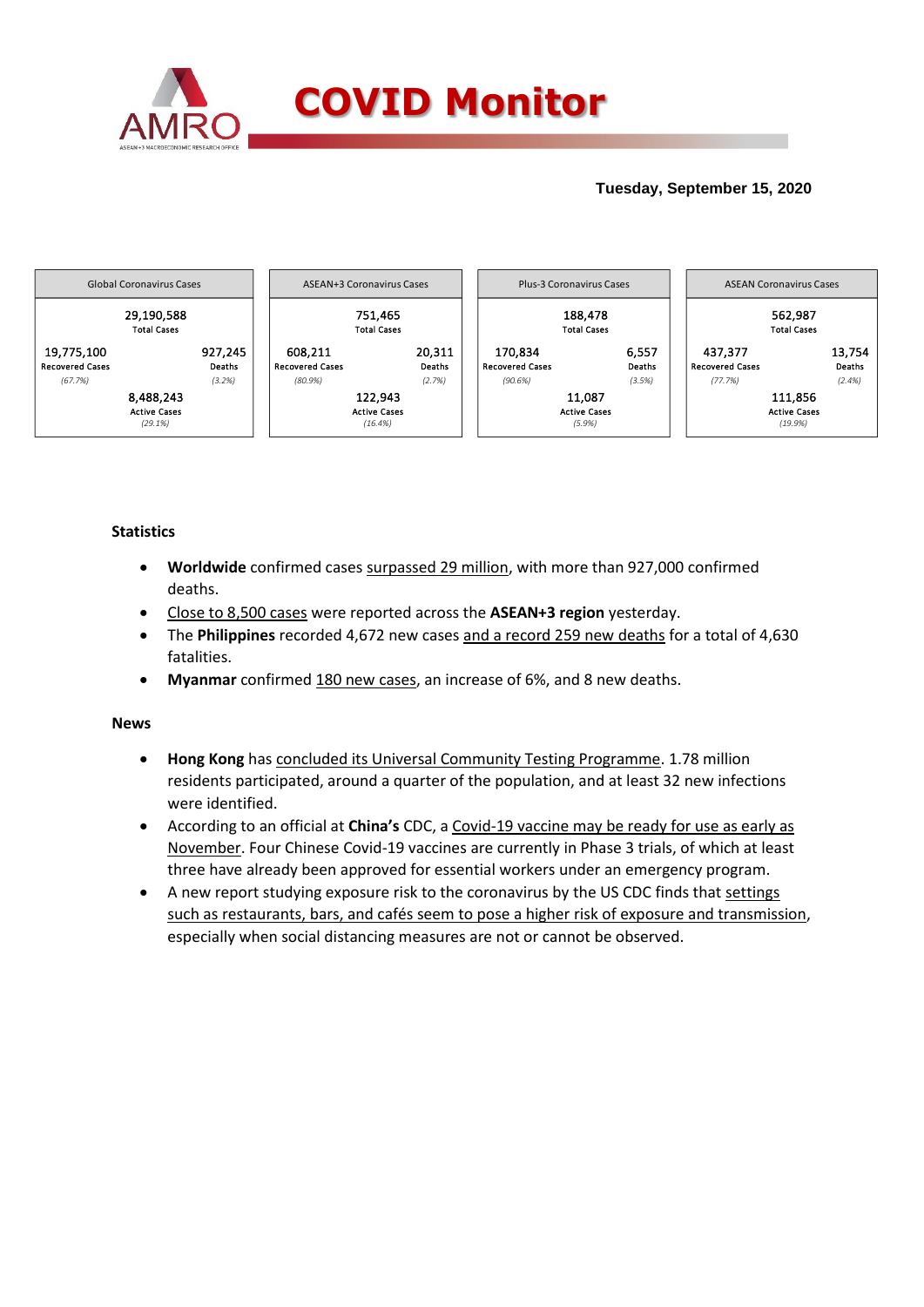# COVID Monitor

**Tuesday, September 15, 2020**

| Global Coronavirus Cases | | |
|---|---|---|
| | 29,190,588<br>Total Cases | |
| 19,775,100<br>Recovered Cases<br>*(67.7%)* | | 927,245<br>Deaths<br>*(3.2%)* |
| | 8,488,243<br>Active Cases<br>*(29.1%)* | |

| ASEAN+3 Coronavirus Cases | | |
|---|---|---|
| | 751,465<br>Total Cases | |
| 608,211<br>Recovered Cases<br>*(80.9%)* | | 20,311<br>Deaths<br>*(2.7%)* |
| | 122,943<br>Active Cases<br>*(16.4%)* | |

| Plus-3 Coronavirus Cases | | |
|---|---|---|
| | 188,478<br>Total Cases | |
| 170,834<br>Recovered Cases<br>*(90.6%)* | | 6,557<br>Deaths<br>*(3.5%)* |
| | 11,087<br>Active Cases<br>*(5.9%)* | |

| ASEAN Coronavirus Cases | | |
|---|---|---|
| | 562,987<br>Total Cases | |
| 437,377<br>Recovered Cases<br>*(77.7%)* | | 13,754<br>Deaths<br>*(2.4%)* |
| | 111,856<br>Active Cases<br>*(19.9%)* | |

## Statistics

- **Worldwide** confirmed cases surpassed 29 million, with more than 927,000 confirmed deaths.
- Close to 8,500 cases were reported across the **ASEAN+3 region** yesterday.
- The **Philippines** recorded 4,672 new cases and a record 259 new deaths for a total of 4,630 fatalities.
- **Myanmar** confirmed 180 new cases, an increase of 6%, and 8 new deaths.

## News

- **Hong Kong** has concluded its Universal Community Testing Programme. 1.78 million residents participated, around a quarter of the population, and at least 32 new infections were identified.
- According to an official at **China's** CDC, a Covid-19 vaccine may be ready for use as early as November. Four Chinese Covid-19 vaccines are currently in Phase 3 trials, of which at least three have already been approved for essential workers under an emergency program.
- A new report studying exposure risk to the coronavirus by the US CDC finds that settings such as restaurants, bars, and cafés seem to pose a higher risk of exposure and transmission, especially when social distancing measures are not or cannot be observed.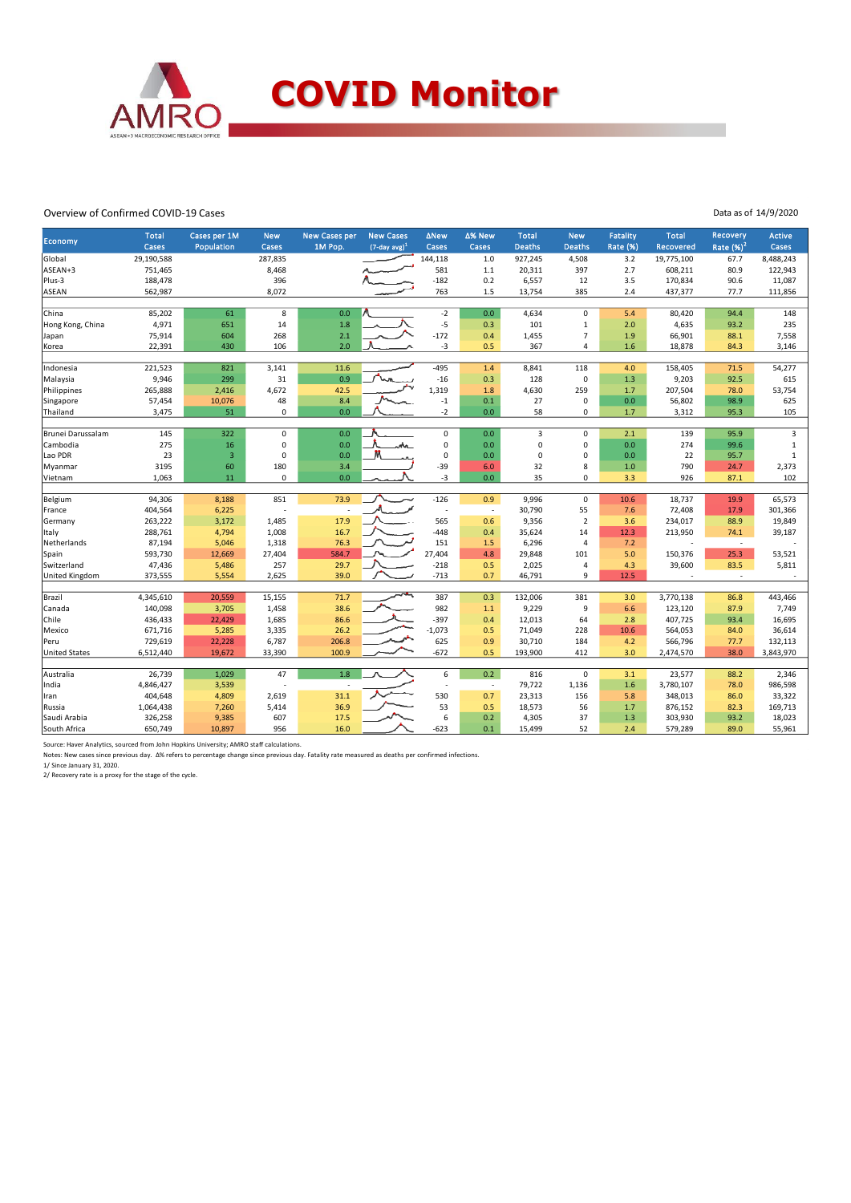# COVID Monitor

Overview of Confirmed COVID-19 Cases

Data as of 14/9/2020

| Economy | Total Cases | Cases per 1M Population | New Cases | New Cases per 1M Pop. | New Cases (7-day avg)[1] | ΔNew Cases | Δ% New Cases | Total Deaths | New Deaths | Fatality Rate (%) | Total Recovered | Recovery Rate (%)[2] | Active Cases |
|---|---|---|---|---|---|---|---|---|---|---|---|---|---|
| Global | 29,190,588 | | 287,835 | | | 144,118 | 1.0 | 927,245 | 4,508 | 3.2 | 19,775,100 | 67.7 | 8,488,243 |
| ASEAN+3 | 751,465 | | 8,468 | | | 581 | 1.1 | 20,311 | 397 | 2.7 | 608,211 | 80.9 | 122,943 |
| Plus-3 | 188,478 | | 396 | | | -182 | 0.2 | 6,557 | 12 | 3.5 | 170,834 | 90.6 | 11,087 |
| ASEAN | 562,987 | | 8,072 | | | 763 | 1.5 | 13,754 | 385 | 2.4 | 437,377 | 77.7 | 111,856 |
| | | | | | | | | | | | | | |
| China | 85,202 | 61 | 8 | 0.0 | | -2 | 0.0 | 4,634 | 0 | 5.4 | 80,420 | 94.4 | 148 |
| Hong Kong, China | 4,971 | 651 | 14 | 1.8 | | -5 | 0.3 | 101 | 1 | 2.0 | 4,635 | 93.2 | 235 |
| Japan | 75,914 | 604 | 268 | 2.1 | | -172 | 0.4 | 1,455 | 7 | 1.9 | 66,901 | 88.1 | 7,558 |
| Korea | 22,391 | 430 | 106 | 2.0 | | -3 | 0.5 | 367 | 4 | 1.6 | 18,878 | 84.3 | 3,146 |
| | | | | | | | | | | | | | |
| Indonesia | 221,523 | 821 | 3,141 | 11.6 | | -495 | 1.4 | 8,841 | 118 | 4.0 | 158,405 | 71.5 | 54,277 |
| Malaysia | 9,946 | 299 | 31 | 0.9 | | -16 | 0.3 | 128 | 0 | 1.3 | 9,203 | 92.5 | 615 |
| Philippines | 265,888 | 2,416 | 4,672 | 42.5 | | 1,319 | 1.8 | 4,630 | 259 | 1.7 | 207,504 | 78.0 | 53,754 |
| Singapore | 57,454 | 10,076 | 48 | 8.4 | | -1 | 0.1 | 27 | 0 | 0.0 | 56,802 | 98.9 | 625 |
| Thailand | 3,475 | 51 | 0 | 0.0 | | -2 | 0.0 | 58 | 0 | 1.7 | 3,312 | 95.3 | 105 |
| | | | | | | | | | | | | | |
| Brunei Darussalam | 145 | 322 | 0 | 0.0 | | 0 | 0.0 | 3 | 0 | 2.1 | 139 | 95.9 | 3 |
| Cambodia | 275 | 16 | 0 | 0.0 | | 0 | 0.0 | 0 | 0 | 0.0 | 274 | 99.6 | 1 |
| Lao PDR | 23 | 3 | 0 | 0.0 | | 0 | 0.0 | 0 | 0 | 0.0 | 22 | 95.7 | 1 |
| Myanmar | 3195 | 60 | 180 | 3.4 | | -39 | 6.0 | 32 | 8 | 1.0 | 790 | 24.7 | 2,373 |
| Vietnam | 1,063 | 11 | 0 | 0.0 | | -3 | 0.0 | 35 | 0 | 3.3 | 926 | 87.1 | 102 |
| | | | | | | | | | | | | | |
| Belgium | 94,306 | 8,188 | 851 | 73.9 | | -126 | 0.9 | 9,996 | 0 | 10.6 | 18,737 | 19.9 | 65,573 |
| France | 404,564 | 6,225 | - | - | | - | - | 30,790 | 55 | 7.6 | 72,408 | 17.9 | 301,366 |
| Germany | 263,222 | 3,172 | 1,485 | 17.9 | | 565 | 0.6 | 9,356 | 2 | 3.6 | 234,017 | 88.9 | 19,849 |
| Italy | 288,761 | 4,794 | 1,008 | 16.7 | | -448 | 0.4 | 35,624 | 14 | 12.3 | 213,950 | 74.1 | 39,187 |
| Netherlands | 87,194 | 5,046 | 1,318 | 76.3 | | 151 | 1.5 | 6,296 | 4 | 7.2 | - | - | - |
| Spain | 593,730 | 12,669 | 27,404 | 584.7 | | 27,404 | 4.8 | 29,848 | 101 | 5.0 | 150,376 | 25.3 | 53,521 |
| Switzerland | 47,436 | 5,486 | 257 | 29.7 | | -218 | 0.5 | 2,025 | 4 | 4.3 | 39,600 | 83.5 | 5,811 |
| United Kingdom | 373,555 | 5,554 | 2,625 | 39.0 | | -713 | 0.7 | 46,791 | 9 | 12.5 | - | - | - |
| | | | | | | | | | | | | | |
| Brazil | 4,345,610 | 20,559 | 15,155 | 71.7 | | 387 | 0.3 | 132,006 | 381 | 3.0 | 3,770,138 | 86.8 | 443,466 |
| Canada | 140,098 | 3,705 | 1,458 | 38.6 | | 982 | 1.1 | 9,229 | 9 | 6.6 | 123,120 | 87.9 | 7,749 |
| Chile | 436,433 | 22,429 | 1,685 | 86.6 | | -397 | 0.4 | 12,013 | 64 | 2.8 | 407,725 | 93.4 | 16,695 |
| Mexico | 671,716 | 5,285 | 3,335 | 26.2 | | -1,073 | 0.5 | 71,049 | 228 | 10.6 | 564,053 | 84.0 | 36,614 |
| Peru | 729,619 | 22,228 | 6,787 | 206.8 | | 625 | 0.9 | 30,710 | 184 | 4.2 | 566,796 | 77.7 | 132,113 |
| United States | 6,512,440 | 19,672 | 33,390 | 100.9 | | -672 | 0.5 | 193,900 | 412 | 3.0 | 2,474,570 | 38.0 | 3,843,970 |
| | | | | | | | | | | | | | |
| Australia | 26,739 | 1,029 | 47 | 1.8 | | 6 | 0.2 | 816 | 0 | 3.1 | 23,577 | 88.2 | 2,346 |
| India | 4,846,427 | 3,539 | - | - | | - | - | 79,722 | 1,136 | 1.6 | 3,780,107 | 78.0 | 986,598 |
| Iran | 404,648 | 4,809 | 2,619 | 31.1 | | 530 | 0.7 | 23,313 | 156 | 5.8 | 348,013 | 86.0 | 33,322 |
| Russia | 1,064,438 | 7,260 | 5,414 | 36.9 | | 53 | 0.5 | 18,573 | 56 | 1.7 | 876,152 | 82.3 | 169,713 |
| Saudi Arabia | 326,258 | 9,385 | 607 | 17.5 | | 6 | 0.2 | 4,305 | 37 | 1.3 | 303,930 | 93.2 | 18,023 |
| South Africa | 650,749 | 10,897 | 956 | 16.0 | | -623 | 0.1 | 15,499 | 52 | 2.4 | 579,289 | 89.0 | 55,961 |

Source: Haver Analytics, sourced from John Hopkins University; AMRO staff calculations.

Notes: New cases since previous day. Δ% refers to percentage change since previous day. Fatality rate measured as deaths per confirmed infections.

1/ Since January 31, 2020.

2/ Recovery rate is a proxy for the stage of the cycle.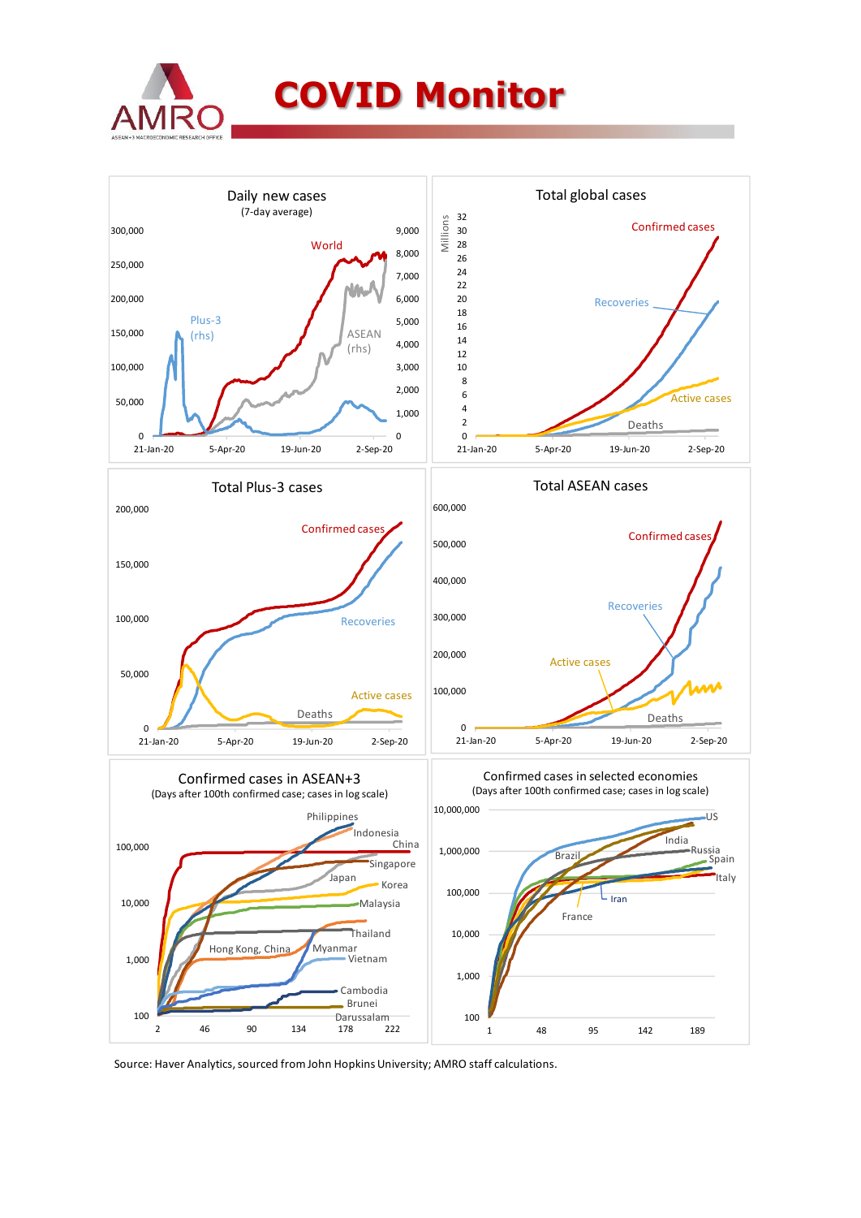# COVID Monitor

AMRO
ASEAN+3 MACROECONOMIC RESEARCH OFFICE

## Daily new cases

(7-day average)

300,000
250,000
200,000
150,000
100,000
50,000
0

9,000
8,000
7,000
6,000
5,000
4,000
3,000
2,000
1,000
0

World
Plus-3 (rhs)
ASEAN (rhs)

21-Jan-20 5-Apr-20 19-Jun-20 2-Sep-20

## Total global cases

Millions

32 30 28 26 24 22 20 18 16 14 12 10 8 6 4 2 0

Confirmed cases
Recoveries
Active cases
Deaths

21-Jan-20 5-Apr-20 19-Jun-20 2-Sep-20

## Total Plus-3 cases

200,000
150,000
100,000
50,000
0

Confirmed cases
Recoveries
Active cases
Deaths

21-Jan-20 5-Apr-20 19-Jun-20 2-Sep-20

## Total ASEAN cases

600,000
500,000
400,000
300,000
200,000
100,000
0

Confirmed cases
Recoveries
Active cases
Deaths

21-Jan-20 5-Apr-20 19-Jun-20 2-Sep-20

## Confirmed cases in ASEAN+3

(Days after 100th confirmed case; cases in log scale)

100,000
10,000
1,000
100

Philippines
Indonesia
China
Singapore
Japan
Korea
Malaysia
Thailand
Hong Kong, China
Myanmar
Vietnam
Cambodia
Brunei Darussalam

2 46 90 134 178 222

## Confirmed cases in selected economies

(Days after 100th confirmed case; cases in log scale)

10,000,000
1,000,000
100,000
10,000
1,000
100

US
India
Brazil
Russia
Spain
Italy
Iran
France

1 48 95 142 189

Source: Haver Analytics, sourced from John Hopkins University; AMRO staff calculations.